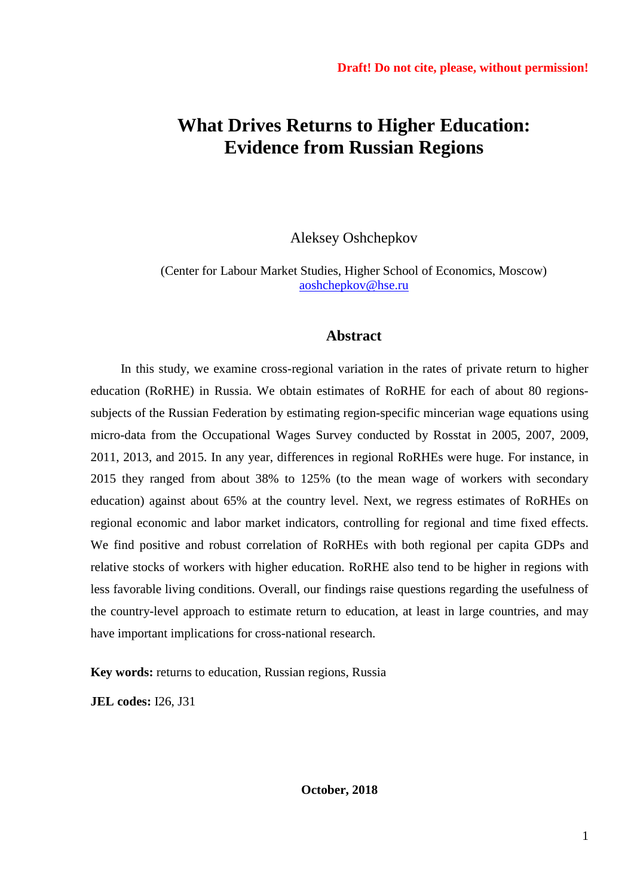**Draft! Do not cite, please, without permission!**

# What Drives Returns to Higher Education: Evidence from Russian Regions

Aleksey Oshchepkov

(Center for Labour Market Studies, Higher School of Economics, Moscow)
aoshchepkov@hse.ru

## Abstract

In this study, we examine cross-regional variation in the rates of private return to higher education (RoRHE) in Russia. We obtain estimates of RoRHE for each of about 80 regions-subjects of the Russian Federation by estimating region-specific mincerian wage equations using micro-data from the Occupational Wages Survey conducted by Rosstat in 2005, 2007, 2009, 2011, 2013, and 2015. In any year, differences in regional RoRHEs were huge. For instance, in 2015 they ranged from about 38% to 125% (to the mean wage of workers with secondary education) against about 65% at the country level. Next, we regress estimates of RoRHEs on regional economic and labor market indicators, controlling for regional and time fixed effects. We find positive and robust correlation of RoRHEs with both regional per capita GDPs and relative stocks of workers with higher education. RoRHE also tend to be higher in regions with less favorable living conditions. Overall, our findings raise questions regarding the usefulness of the country-level approach to estimate return to education, at least in large countries, and may have important implications for cross-national research.

**Key words:** returns to education, Russian regions, Russia

**JEL codes:** I26, J31

**October, 2018**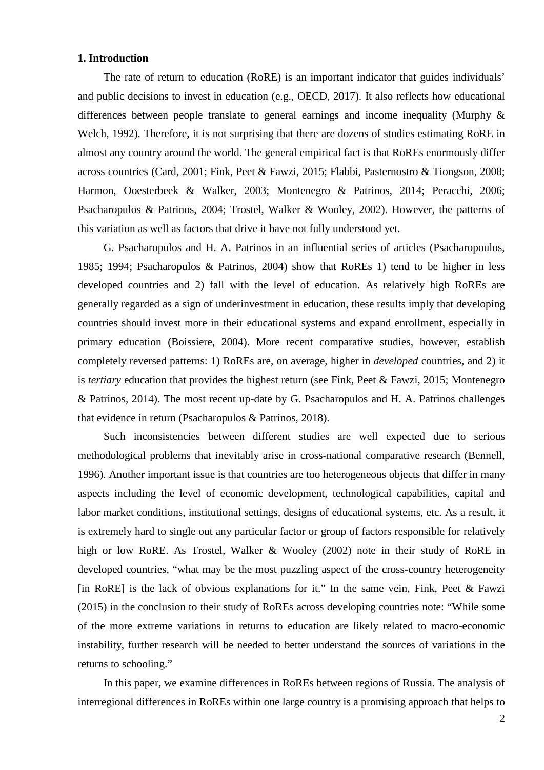**1. Introduction**

The rate of return to education (RoRE) is an important indicator that guides individuals' and public decisions to invest in education (e.g., OECD, 2017). It also reflects how educational differences between people translate to general earnings and income inequality (Murphy & Welch, 1992). Therefore, it is not surprising that there are dozens of studies estimating RoRE in almost any country around the world. The general empirical fact is that RoREs enormously differ across countries (Card, 2001; Fink, Peet & Fawzi, 2015; Flabbi, Pasternostro & Tiongson, 2008; Harmon, Ooesterbeek & Walker, 2003; Montenegro & Patrinos, 2014; Peracchi, 2006; Psacharopulos & Patrinos, 2004; Trostel, Walker & Wooley, 2002). However, the patterns of this variation as well as factors that drive it have not fully understood yet.

G. Psacharopulos and H. A. Patrinos in an influential series of articles (Psacharopoulos, 1985; 1994; Psacharopulos & Patrinos, 2004) show that RoREs 1) tend to be higher in less developed countries and 2) fall with the level of education. As relatively high RoREs are generally regarded as a sign of underinvestment in education, these results imply that developing countries should invest more in their educational systems and expand enrollment, especially in primary education (Boissiere, 2004). More recent comparative studies, however, establish completely reversed patterns: 1) RoREs are, on average, higher in *developed* countries, and 2) it is *tertiary* education that provides the highest return (see Fink, Peet & Fawzi, 2015; Montenegro & Patrinos, 2014). The most recent up-date by G. Psacharopulos and H. A. Patrinos challenges that evidence in return (Psacharopulos & Patrinos, 2018).

Such inconsistencies between different studies are well expected due to serious methodological problems that inevitably arise in cross-national comparative research (Bennell, 1996). Another important issue is that countries are too heterogeneous objects that differ in many aspects including the level of economic development, technological capabilities, capital and labor market conditions, institutional settings, designs of educational systems, etc. As a result, it is extremely hard to single out any particular factor or group of factors responsible for relatively high or low RoRE. As Trostel, Walker & Wooley (2002) note in their study of RoRE in developed countries, "what may be the most puzzling aspect of the cross-country heterogeneity [in RoRE] is the lack of obvious explanations for it." In the same vein, Fink, Peet & Fawzi (2015) in the conclusion to their study of RoREs across developing countries note: "While some of the more extreme variations in returns to education are likely related to macro-economic instability, further research will be needed to better understand the sources of variations in the returns to schooling."

In this paper, we examine differences in RoREs between regions of Russia. The analysis of interregional differences in RoREs within one large country is a promising approach that helps to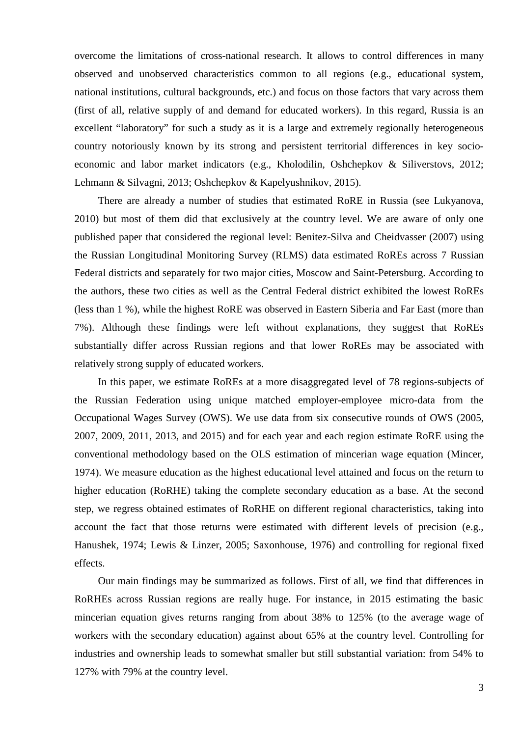overcome the limitations of cross-national research. It allows to control differences in many observed and unobserved characteristics common to all regions (e.g., educational system, national institutions, cultural backgrounds, etc.) and focus on those factors that vary across them (first of all, relative supply of and demand for educated workers). In this regard, Russia is an excellent "laboratory" for such a study as it is a large and extremely regionally heterogeneous country notoriously known by its strong and persistent territorial differences in key socio-economic and labor market indicators (e.g., Kholodilin, Oshchepkov & Siliverstovs, 2012; Lehmann & Silvagni, 2013; Oshchepkov & Kapelyushnikov, 2015).

There are already a number of studies that estimated RoRE in Russia (see Lukyanova, 2010) but most of them did that exclusively at the country level. We are aware of only one published paper that considered the regional level: Benitez-Silva and Cheidvasser (2007) using the Russian Longitudinal Monitoring Survey (RLMS) data estimated RoREs across 7 Russian Federal districts and separately for two major cities, Moscow and Saint-Petersburg. According to the authors, these two cities as well as the Central Federal district exhibited the lowest RoREs (less than 1 %), while the highest RoRE was observed in Eastern Siberia and Far East (more than 7%). Although these findings were left without explanations, they suggest that RoREs substantially differ across Russian regions and that lower RoREs may be associated with relatively strong supply of educated workers.

In this paper, we estimate RoREs at a more disaggregated level of 78 regions-subjects of the Russian Federation using unique matched employer-employee micro-data from the Occupational Wages Survey (OWS). We use data from six consecutive rounds of OWS (2005, 2007, 2009, 2011, 2013, and 2015) and for each year and each region estimate RoRE using the conventional methodology based on the OLS estimation of mincerian wage equation (Mincer, 1974). We measure education as the highest educational level attained and focus on the return to higher education (RoRHE) taking the complete secondary education as a base. At the second step, we regress obtained estimates of RoRHE on different regional characteristics, taking into account the fact that those returns were estimated with different levels of precision (e.g., Hanushek, 1974; Lewis & Linzer, 2005; Saxonhouse, 1976) and controlling for regional fixed effects.

Our main findings may be summarized as follows. First of all, we find that differences in RoRHEs across Russian regions are really huge. For instance, in 2015 estimating the basic mincerian equation gives returns ranging from about 38% to 125% (to the average wage of workers with the secondary education) against about 65% at the country level. Controlling for industries and ownership leads to somewhat smaller but still substantial variation: from 54% to 127% with 79% at the country level.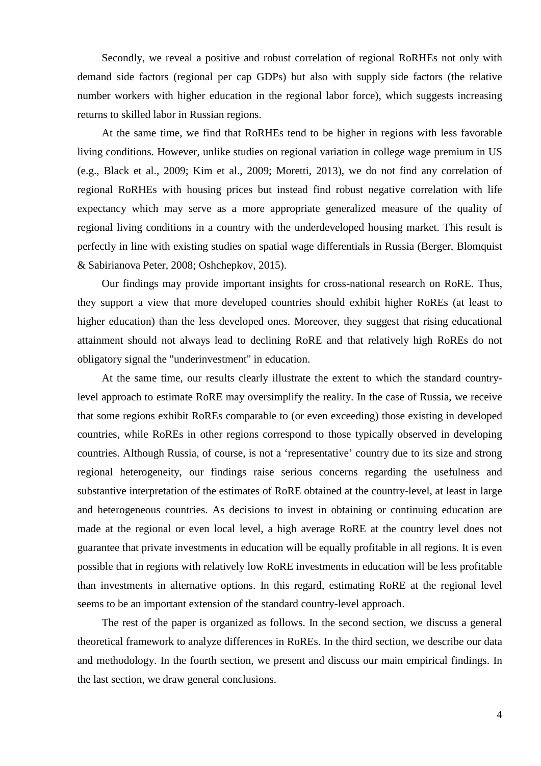Secondly, we reveal a positive and robust correlation of regional RoRHEs not only with demand side factors (regional per cap GDPs) but also with supply side factors (the relative number workers with higher education in the regional labor force), which suggests increasing returns to skilled labor in Russian regions.

At the same time, we find that RoRHEs tend to be higher in regions with less favorable living conditions. However, unlike studies on regional variation in college wage premium in US (e.g., Black et al., 2009; Kim et al., 2009; Moretti, 2013), we do not find any correlation of regional RoRHEs with housing prices but instead find robust negative correlation with life expectancy which may serve as a more appropriate generalized measure of the quality of regional living conditions in a country with the underdeveloped housing market. This result is perfectly in line with existing studies on spatial wage differentials in Russia (Berger, Blomquist & Sabirianova Peter, 2008; Oshchepkov, 2015).

Our findings may provide important insights for cross-national research on RoRE. Thus, they support a view that more developed countries should exhibit higher RoREs (at least to higher education) than the less developed ones. Moreover, they suggest that rising educational attainment should not always lead to declining RoRE and that relatively high RoREs do not obligatory signal the "underinvestment" in education.

At the same time, our results clearly illustrate the extent to which the standard country-level approach to estimate RoRE may oversimplify the reality. In the case of Russia, we receive that some regions exhibit RoREs comparable to (or even exceeding) those existing in developed countries, while RoREs in other regions correspond to those typically observed in developing countries. Although Russia, of course, is not a 'representative' country due to its size and strong regional heterogeneity, our findings raise serious concerns regarding the usefulness and substantive interpretation of the estimates of RoRE obtained at the country-level, at least in large and heterogeneous countries. As decisions to invest in obtaining or continuing education are made at the regional or even local level, a high average RoRE at the country level does not guarantee that private investments in education will be equally profitable in all regions. It is even possible that in regions with relatively low RoRE investments in education will be less profitable than investments in alternative options. In this regard, estimating RoRE at the regional level seems to be an important extension of the standard country-level approach.

The rest of the paper is organized as follows. In the second section, we discuss a general theoretical framework to analyze differences in RoREs. In the third section, we describe our data and methodology. In the fourth section, we present and discuss our main empirical findings. In the last section, we draw general conclusions.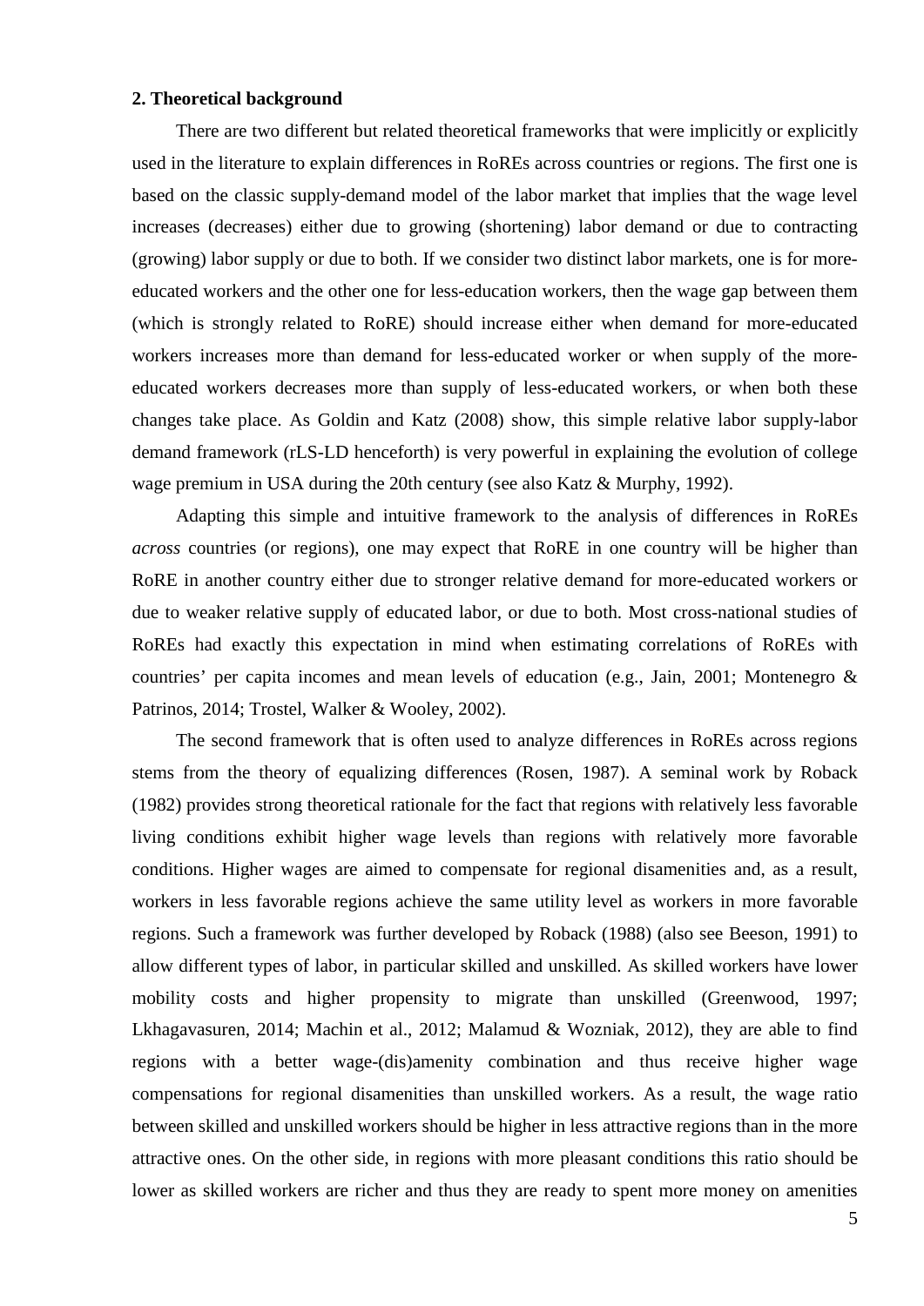## 2. Theoretical background

There are two different but related theoretical frameworks that were implicitly or explicitly used in the literature to explain differences in RoREs across countries or regions. The first one is based on the classic supply-demand model of the labor market that implies that the wage level increases (decreases) either due to growing (shortening) labor demand or due to contracting (growing) labor supply or due to both. If we consider two distinct labor markets, one is for more-educated workers and the other one for less-education workers, then the wage gap between them (which is strongly related to RoRE) should increase either when demand for more-educated workers increases more than demand for less-educated worker or when supply of the more-educated workers decreases more than supply of less-educated workers, or when both these changes take place. As Goldin and Katz (2008) show, this simple relative labor supply-labor demand framework (rLS-LD henceforth) is very powerful in explaining the evolution of college wage premium in USA during the 20th century (see also Katz & Murphy, 1992).

Adapting this simple and intuitive framework to the analysis of differences in RoREs *across* countries (or regions), one may expect that RoRE in one country will be higher than RoRE in another country either due to stronger relative demand for more-educated workers or due to weaker relative supply of educated labor, or due to both. Most cross-national studies of RoREs had exactly this expectation in mind when estimating correlations of RoREs with countries' per capita incomes and mean levels of education (e.g., Jain, 2001; Montenegro & Patrinos, 2014; Trostel, Walker & Wooley, 2002).

The second framework that is often used to analyze differences in RoREs across regions stems from the theory of equalizing differences (Rosen, 1987). A seminal work by Roback (1982) provides strong theoretical rationale for the fact that regions with relatively less favorable living conditions exhibit higher wage levels than regions with relatively more favorable conditions. Higher wages are aimed to compensate for regional disamenities and, as a result, workers in less favorable regions achieve the same utility level as workers in more favorable regions. Such a framework was further developed by Roback (1988) (also see Beeson, 1991) to allow different types of labor, in particular skilled and unskilled. As skilled workers have lower mobility costs and higher propensity to migrate than unskilled (Greenwood, 1997; Lkhagavasuren, 2014; Machin et al., 2012; Malamud & Wozniak, 2012), they are able to find regions with a better wage-(dis)amenity combination and thus receive higher wage compensations for regional disamenities than unskilled workers. As a result, the wage ratio between skilled and unskilled workers should be higher in less attractive regions than in the more attractive ones. On the other side, in regions with more pleasant conditions this ratio should be lower as skilled workers are richer and thus they are ready to spent more money on amenities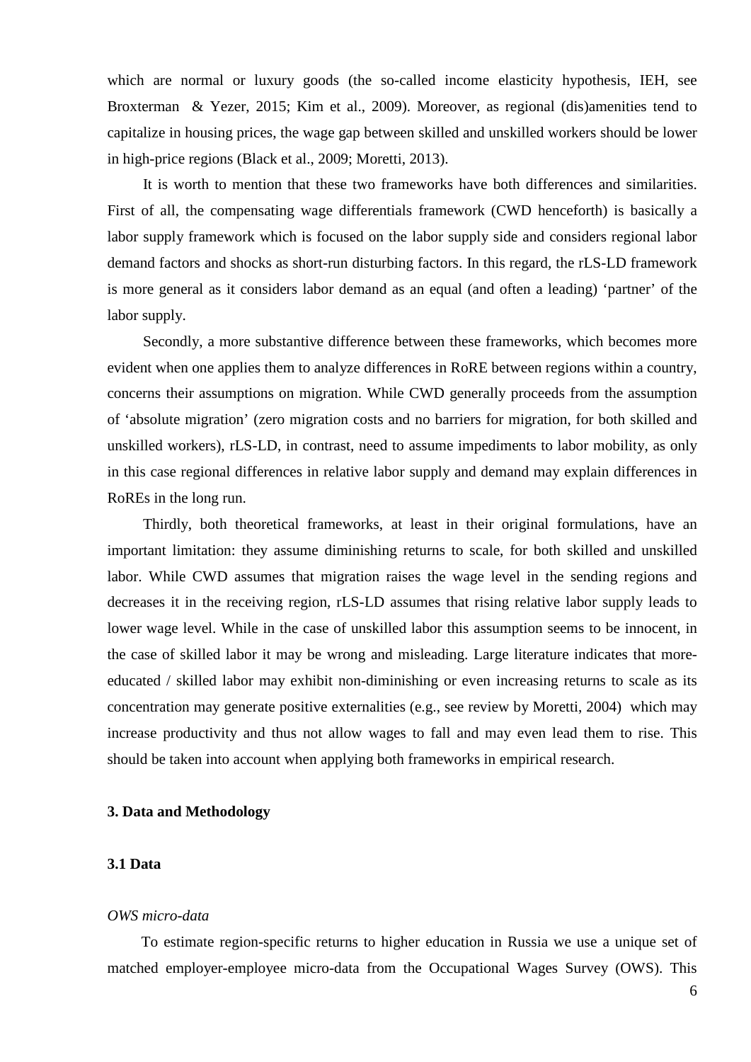which are normal or luxury goods (the so-called income elasticity hypothesis, IEH, see Broxterman & Yezer, 2015; Kim et al., 2009). Moreover, as regional (dis)amenities tend to capitalize in housing prices, the wage gap between skilled and unskilled workers should be lower in high-price regions (Black et al., 2009; Moretti, 2013).

It is worth to mention that these two frameworks have both differences and similarities. First of all, the compensating wage differentials framework (CWD henceforth) is basically a labor supply framework which is focused on the labor supply side and considers regional labor demand factors and shocks as short-run disturbing factors. In this regard, the rLS-LD framework is more general as it considers labor demand as an equal (and often a leading) 'partner' of the labor supply.

Secondly, a more substantive difference between these frameworks, which becomes more evident when one applies them to analyze differences in RoRE between regions within a country, concerns their assumptions on migration. While CWD generally proceeds from the assumption of 'absolute migration' (zero migration costs and no barriers for migration, for both skilled and unskilled workers), rLS-LD, in contrast, need to assume impediments to labor mobility, as only in this case regional differences in relative labor supply and demand may explain differences in RoREs in the long run.

Thirdly, both theoretical frameworks, at least in their original formulations, have an important limitation: they assume diminishing returns to scale, for both skilled and unskilled labor. While CWD assumes that migration raises the wage level in the sending regions and decreases it in the receiving region, rLS-LD assumes that rising relative labor supply leads to lower wage level. While in the case of unskilled labor this assumption seems to be innocent, in the case of skilled labor it may be wrong and misleading. Large literature indicates that more-educated / skilled labor may exhibit non-diminishing or even increasing returns to scale as its concentration may generate positive externalities (e.g., see review by Moretti, 2004) which may increase productivity and thus not allow wages to fall and may even lead them to rise. This should be taken into account when applying both frameworks in empirical research.

## 3. Data and Methodology

### 3.1 Data

*OWS micro-data*

To estimate region-specific returns to higher education in Russia we use a unique set of matched employer-employee micro-data from the Occupational Wages Survey (OWS). This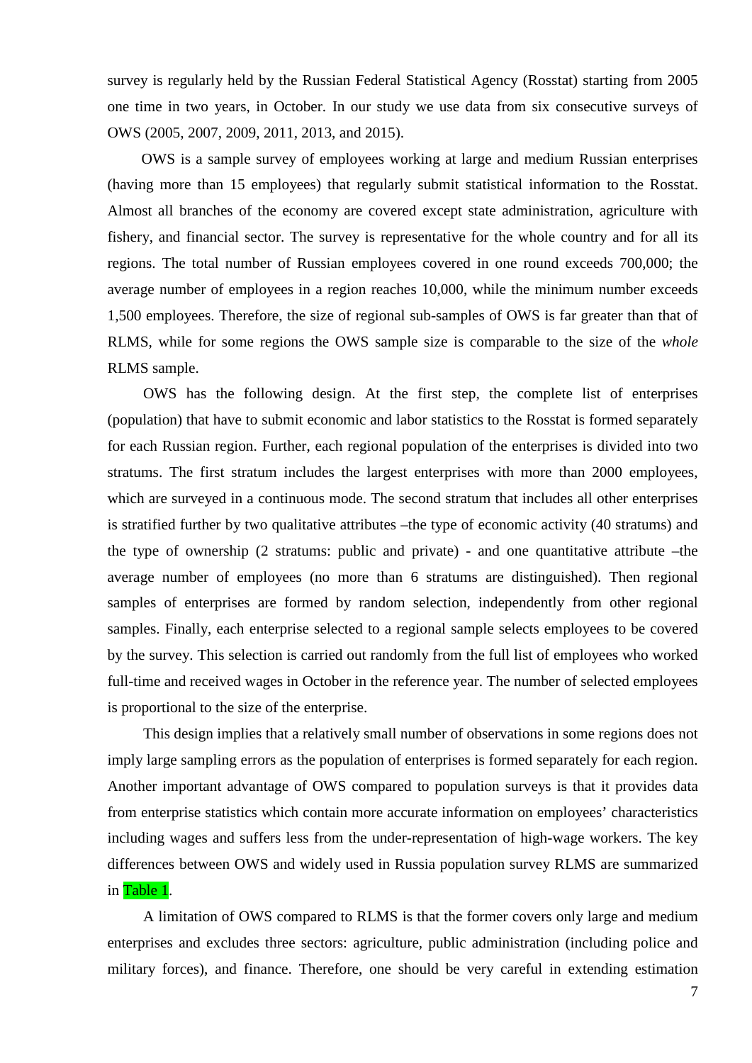survey is regularly held by the Russian Federal Statistical Agency (Rosstat) starting from 2005 one time in two years, in October. In our study we use data from six consecutive surveys of OWS (2005, 2007, 2009, 2011, 2013, and 2015).

OWS is a sample survey of employees working at large and medium Russian enterprises (having more than 15 employees) that regularly submit statistical information to the Rosstat. Almost all branches of the economy are covered except state administration, agriculture with fishery, and financial sector. The survey is representative for the whole country and for all its regions. The total number of Russian employees covered in one round exceeds 700,000; the average number of employees in a region reaches 10,000, while the minimum number exceeds 1,500 employees. Therefore, the size of regional sub-samples of OWS is far greater than that of RLMS, while for some regions the OWS sample size is comparable to the size of the *whole* RLMS sample.

OWS has the following design. At the first step, the complete list of enterprises (population) that have to submit economic and labor statistics to the Rosstat is formed separately for each Russian region. Further, each regional population of the enterprises is divided into two stratums. The first stratum includes the largest enterprises with more than 2000 employees, which are surveyed in a continuous mode. The second stratum that includes all other enterprises is stratified further by two qualitative attributes –the type of economic activity (40 stratums) and the type of ownership (2 stratums: public and private) - and one quantitative attribute –the average number of employees (no more than 6 stratums are distinguished). Then regional samples of enterprises are formed by random selection, independently from other regional samples. Finally, each enterprise selected to a regional sample selects employees to be covered by the survey. This selection is carried out randomly from the full list of employees who worked full-time and received wages in October in the reference year. The number of selected employees is proportional to the size of the enterprise.

This design implies that a relatively small number of observations in some regions does not imply large sampling errors as the population of enterprises is formed separately for each region. Another important advantage of OWS compared to population surveys is that it provides data from enterprise statistics which contain more accurate information on employees' characteristics including wages and suffers less from the under-representation of high-wage workers. The key differences between OWS and widely used in Russia population survey RLMS are summarized in Table 1.

A limitation of OWS compared to RLMS is that the former covers only large and medium enterprises and excludes three sectors: agriculture, public administration (including police and military forces), and finance. Therefore, one should be very careful in extending estimation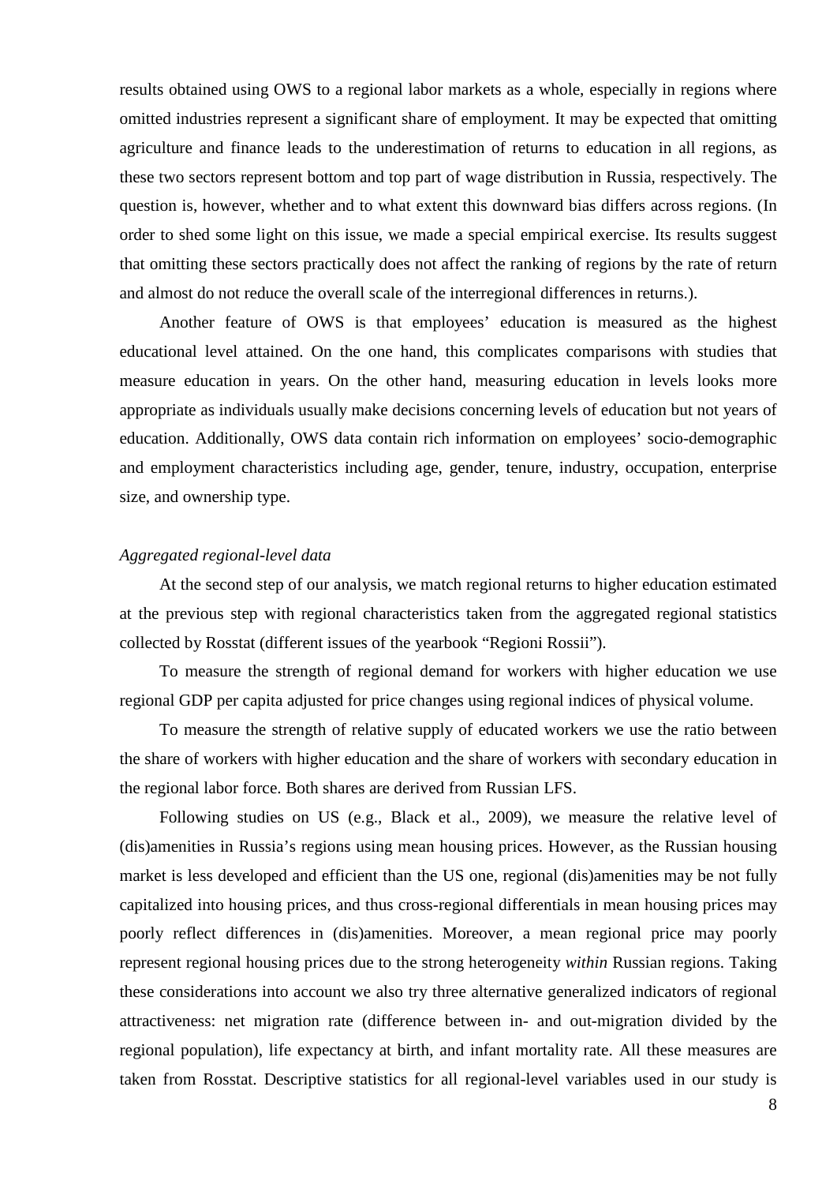results obtained using OWS to a regional labor markets as a whole, especially in regions where omitted industries represent a significant share of employment. It may be expected that omitting agriculture and finance leads to the underestimation of returns to education in all regions, as these two sectors represent bottom and top part of wage distribution in Russia, respectively. The question is, however, whether and to what extent this downward bias differs across regions. (In order to shed some light on this issue, we made a special empirical exercise. Its results suggest that omitting these sectors practically does not affect the ranking of regions by the rate of return and almost do not reduce the overall scale of the interregional differences in returns.).

Another feature of OWS is that employees' education is measured as the highest educational level attained. On the one hand, this complicates comparisons with studies that measure education in years. On the other hand, measuring education in levels looks more appropriate as individuals usually make decisions concerning levels of education but not years of education. Additionally, OWS data contain rich information on employees' socio-demographic and employment characteristics including age, gender, tenure, industry, occupation, enterprise size, and ownership type.

*Aggregated regional-level data*

At the second step of our analysis, we match regional returns to higher education estimated at the previous step with regional characteristics taken from the aggregated regional statistics collected by Rosstat (different issues of the yearbook "Regioni Rossii").

To measure the strength of regional demand for workers with higher education we use regional GDP per capita adjusted for price changes using regional indices of physical volume.

To measure the strength of relative supply of educated workers we use the ratio between the share of workers with higher education and the share of workers with secondary education in the regional labor force. Both shares are derived from Russian LFS.

Following studies on US (e.g., Black et al., 2009), we measure the relative level of (dis)amenities in Russia's regions using mean housing prices. However, as the Russian housing market is less developed and efficient than the US one, regional (dis)amenities may be not fully capitalized into housing prices, and thus cross-regional differentials in mean housing prices may poorly reflect differences in (dis)amenities. Moreover, a mean regional price may poorly represent regional housing prices due to the strong heterogeneity *within* Russian regions. Taking these considerations into account we also try three alternative generalized indicators of regional attractiveness: net migration rate (difference between in- and out-migration divided by the regional population), life expectancy at birth, and infant mortality rate. All these measures are taken from Rosstat. Descriptive statistics for all regional-level variables used in our study is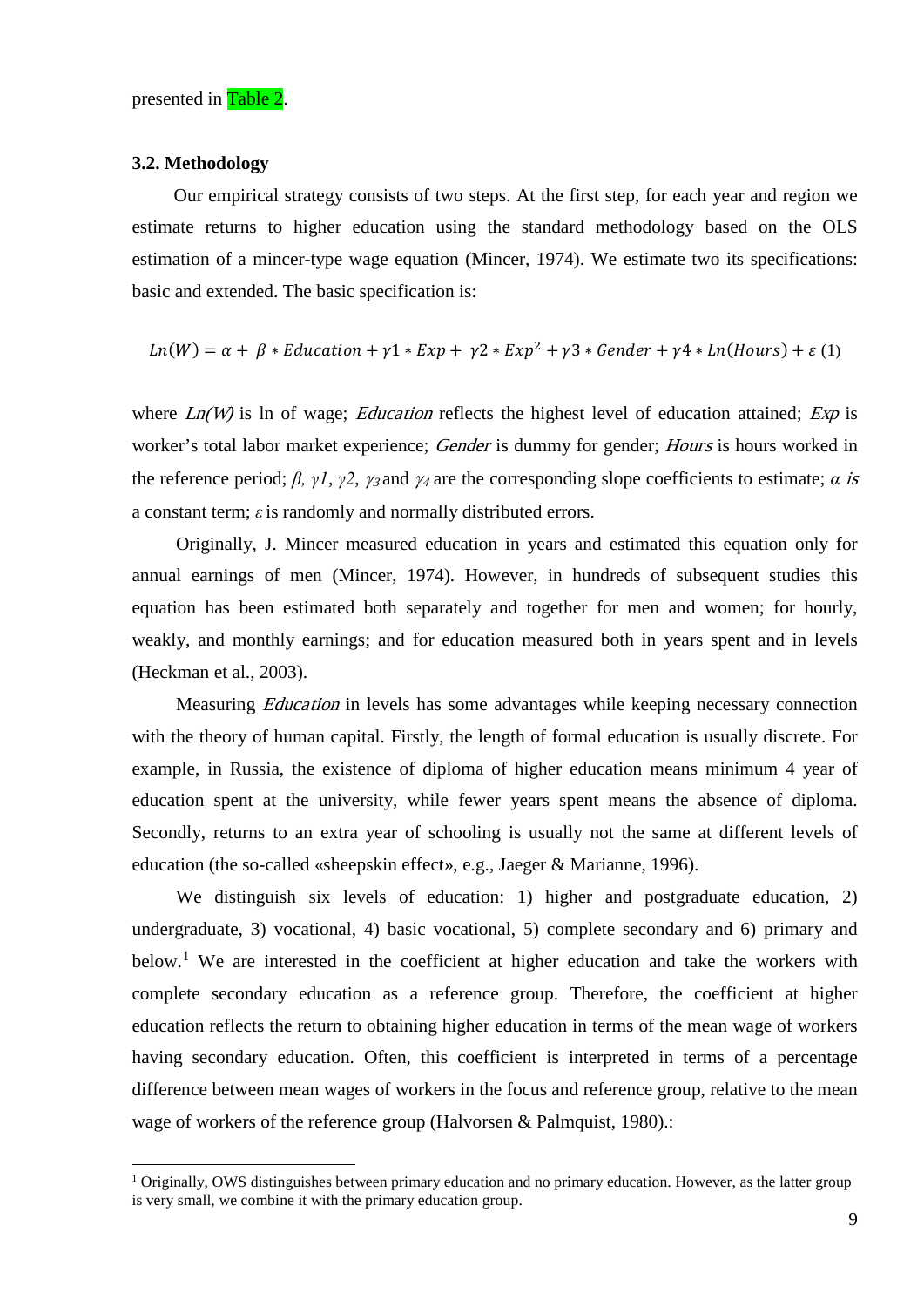presented in Table 2.

### 3.2. Methodology

Our empirical strategy consists of two steps. At the first step, for each year and region we estimate returns to higher education using the standard methodology based on the OLS estimation of a mincer-type wage equation (Mincer, 1974). We estimate two its specifications: basic and extended. The basic specification is:

$$Ln(W) = \alpha + \beta * Education + \gamma 1 * Exp + \gamma 2 * Exp^2 + \gamma 3 * Gender + \gamma 4 * Ln(Hours) + \varepsilon \quad (1)$$

where *Ln(W)* is ln of wage; *Education* reflects the highest level of education attained; *Exp* is worker's total labor market experience; *Gender* is dummy for gender; *Hours* is hours worked in the reference period; $\beta$, $\gamma_1$, $\gamma_2$, $\gamma_3$ and $\gamma_4$ are the corresponding slope coefficients to estimate; $\alpha$ *is* a constant term; $\varepsilon$ is randomly and normally distributed errors.

Originally, J. Mincer measured education in years and estimated this equation only for annual earnings of men (Mincer, 1974). However, in hundreds of subsequent studies this equation has been estimated both separately and together for men and women; for hourly, weakly, and monthly earnings; and for education measured both in years spent and in levels (Heckman et al., 2003).

Measuring *Education* in levels has some advantages while keeping necessary connection with the theory of human capital. Firstly, the length of formal education is usually discrete. For example, in Russia, the existence of diploma of higher education means minimum 4 year of education spent at the university, while fewer years spent means the absence of diploma. Secondly, returns to an extra year of schooling is usually not the same at different levels of education (the so-called «sheepskin effect», e.g., Jaeger & Marianne, 1996).

We distinguish six levels of education: 1) higher and postgraduate education, 2) undergraduate, 3) vocational, 4) basic vocational, 5) complete secondary and 6) primary and below.[1] We are interested in the coefficient at higher education and take the workers with complete secondary education as a reference group. Therefore, the coefficient at higher education reflects the return to obtaining higher education in terms of the mean wage of workers having secondary education. Often, this coefficient is interpreted in terms of a percentage difference between mean wages of workers in the focus and reference group, relative to the mean wage of workers of the reference group (Halvorsen & Palmquist, 1980).:

---

[1] Originally, OWS distinguishes between primary education and no primary education. However, as the latter group is very small, we combine it with the primary education group.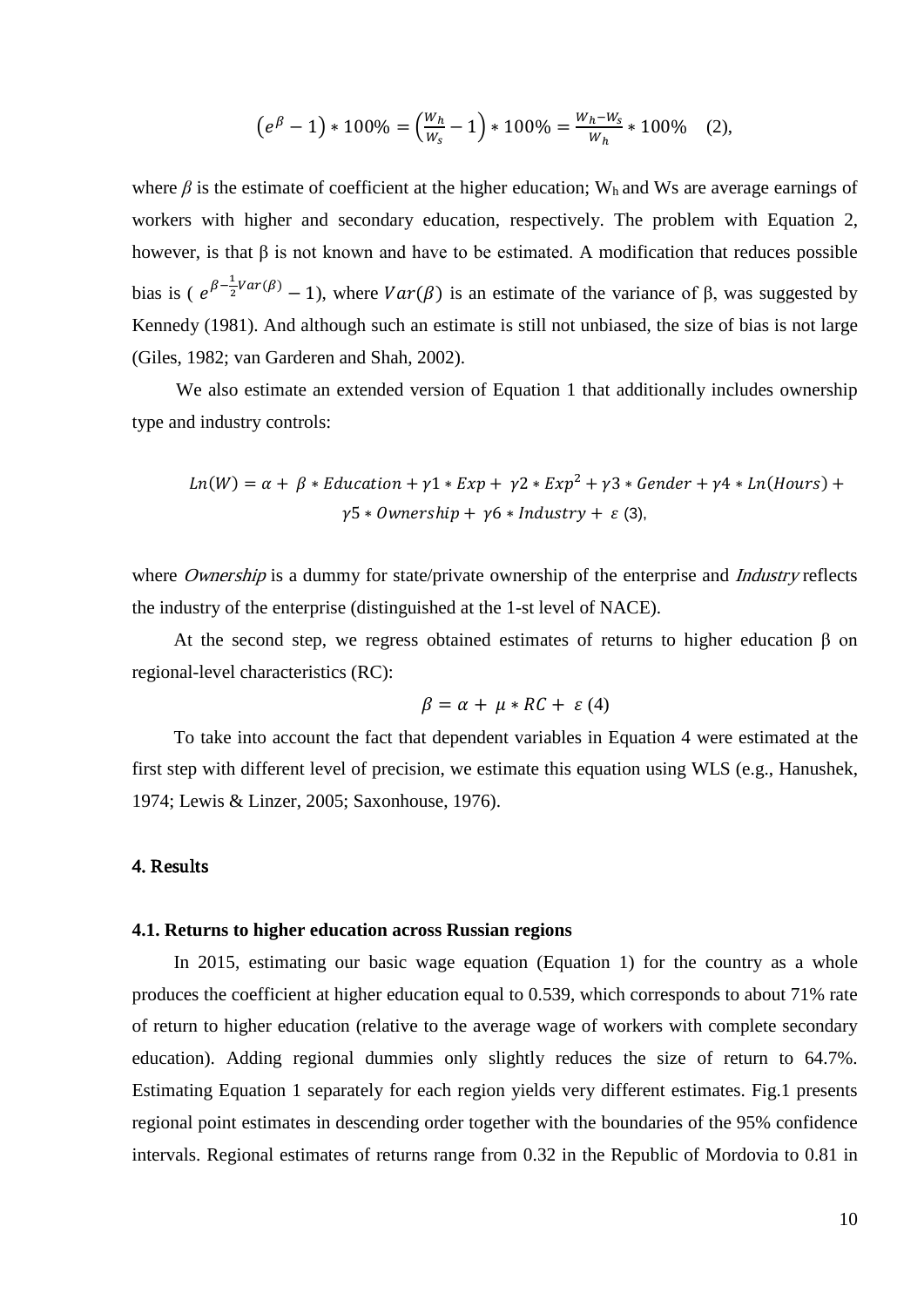$$\left(e^{\beta}-1\right)*100\%=\left(\frac{W_h}{W_s}-1\right)*100\%=\frac{W_h-W_s}{W_h}*100\% \quad (2),$$

where $\beta$ is the estimate of coefficient at the higher education; $W_h$ and Ws are average earnings of workers with higher and secondary education, respectively. The problem with Equation 2, however, is that β is not known and have to be estimated. A modification that reduces possible bias is ( $e^{\beta-\frac{1}{2}Var(\beta)}-1$), where $Var(\beta)$ is an estimate of the variance of β, was suggested by Kennedy (1981). And although such an estimate is still not unbiased, the size of bias is not large (Giles, 1982; van Garderen and Shah, 2002).

We also estimate an extended version of Equation 1 that additionally includes ownership type and industry controls:

$$Ln(W)=\alpha+\ \beta*Education+\gamma1*Exp+\ \gamma2*Exp^2+\gamma3*Gender+\gamma4*Ln(Hours)+\gamma5*Ownership+\ \gamma6*Industry+\ \varepsilon \ (3),$$

where *Ownership* is a dummy for state/private ownership of the enterprise and *Industry* reflects the industry of the enterprise (distinguished at the 1-st level of NACE).

At the second step, we regress obtained estimates of returns to higher education β on regional-level characteristics (RC):

$$\beta=\alpha+\ \mu*RC+\ \varepsilon \ (4)$$

To take into account the fact that dependent variables in Equation 4 were estimated at the first step with different level of precision, we estimate this equation using WLS (e.g., Hanushek, 1974; Lewis & Linzer, 2005; Saxonhouse, 1976).

## 4. Results

### 4.1. Returns to higher education across Russian regions

In 2015, estimating our basic wage equation (Equation 1) for the country as a whole produces the coefficient at higher education equal to 0.539, which corresponds to about 71% rate of return to higher education (relative to the average wage of workers with complete secondary education). Adding regional dummies only slightly reduces the size of return to 64.7%. Estimating Equation 1 separately for each region yields very different estimates. Fig.1 presents regional point estimates in descending order together with the boundaries of the 95% confidence intervals. Regional estimates of returns range from 0.32 in the Republic of Mordovia to 0.81 in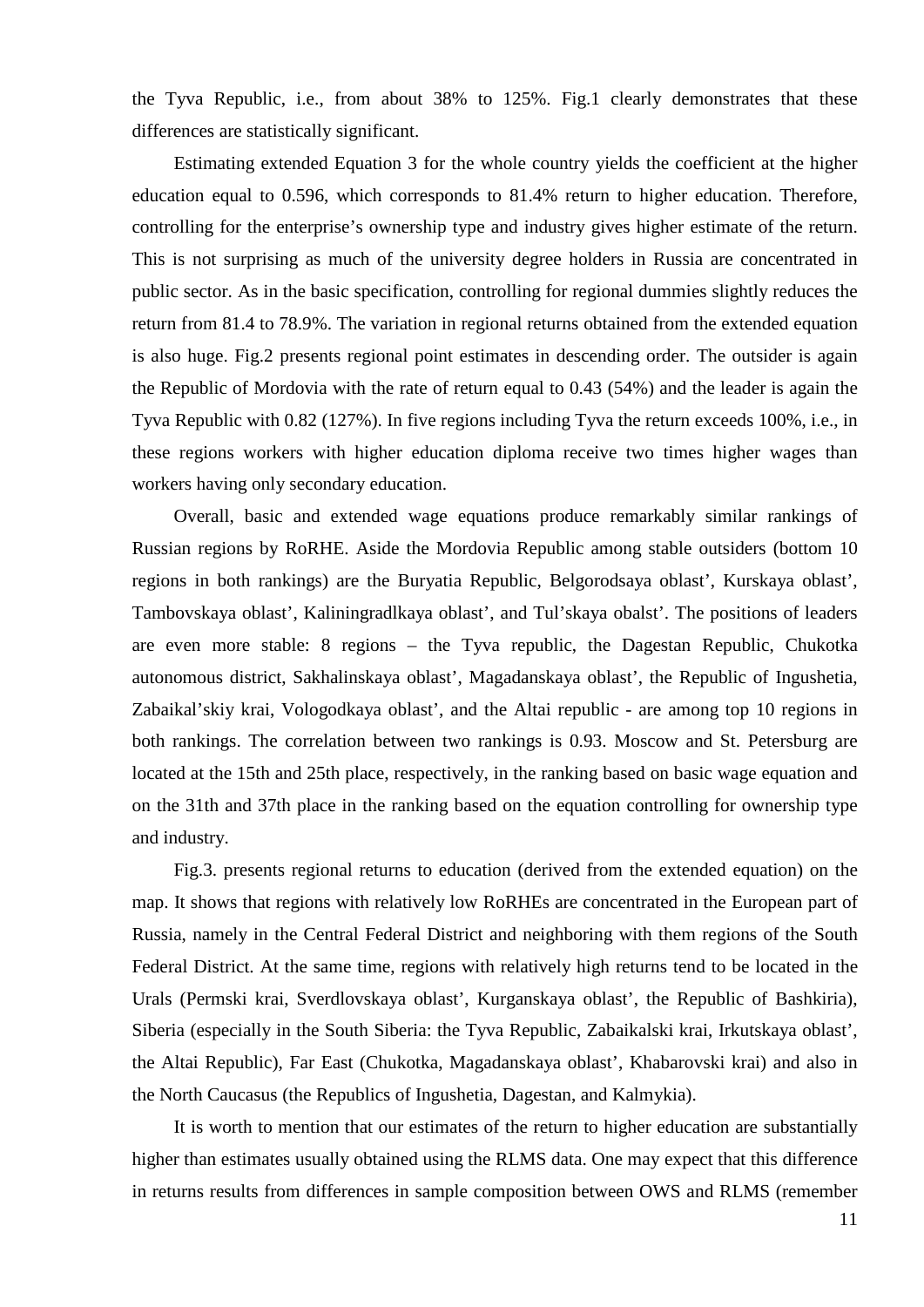the Tyva Republic, i.e., from about 38% to 125%. Fig.1 clearly demonstrates that these differences are statistically significant.

Estimating extended Equation 3 for the whole country yields the coefficient at the higher education equal to 0.596, which corresponds to 81.4% return to higher education. Therefore, controlling for the enterprise's ownership type and industry gives higher estimate of the return. This is not surprising as much of the university degree holders in Russia are concentrated in public sector. As in the basic specification, controlling for regional dummies slightly reduces the return from 81.4 to 78.9%. The variation in regional returns obtained from the extended equation is also huge. Fig.2 presents regional point estimates in descending order. The outsider is again the Republic of Mordovia with the rate of return equal to 0.43 (54%) and the leader is again the Tyva Republic with 0.82 (127%). In five regions including Tyva the return exceeds 100%, i.e., in these regions workers with higher education diploma receive two times higher wages than workers having only secondary education.

Overall, basic and extended wage equations produce remarkably similar rankings of Russian regions by RoRHE. Aside the Mordovia Republic among stable outsiders (bottom 10 regions in both rankings) are the Buryatia Republic, Belgorodsaya oblast', Kurskaya oblast', Tambovskaya oblast', Kaliningradlkaya oblast', and Tul'skaya obalst'. The positions of leaders are even more stable: 8 regions – the Tyva republic, the Dagestan Republic, Chukotka autonomous district, Sakhalinskaya oblast', Magadanskaya oblast', the Republic of Ingushetia, Zabaikal'skiy krai, Vologodkaya oblast', and the Altai republic - are among top 10 regions in both rankings. The correlation between two rankings is 0.93. Moscow and St. Petersburg are located at the 15th and 25th place, respectively, in the ranking based on basic wage equation and on the 31th and 37th place in the ranking based on the equation controlling for ownership type and industry.

Fig.3. presents regional returns to education (derived from the extended equation) on the map. It shows that regions with relatively low RoRHEs are concentrated in the European part of Russia, namely in the Central Federal District and neighboring with them regions of the South Federal District. At the same time, regions with relatively high returns tend to be located in the Urals (Permski krai, Sverdlovskaya oblast', Kurganskaya oblast', the Republic of Bashkiria), Siberia (especially in the South Siberia: the Tyva Republic, Zabaikalski krai, Irkutskaya oblast', the Altai Republic), Far East (Chukotka, Magadanskaya oblast', Khabarovski krai) and also in the North Caucasus (the Republics of Ingushetia, Dagestan, and Kalmykia).

It is worth to mention that our estimates of the return to higher education are substantially higher than estimates usually obtained using the RLMS data. One may expect that this difference in returns results from differences in sample composition between OWS and RLMS (remember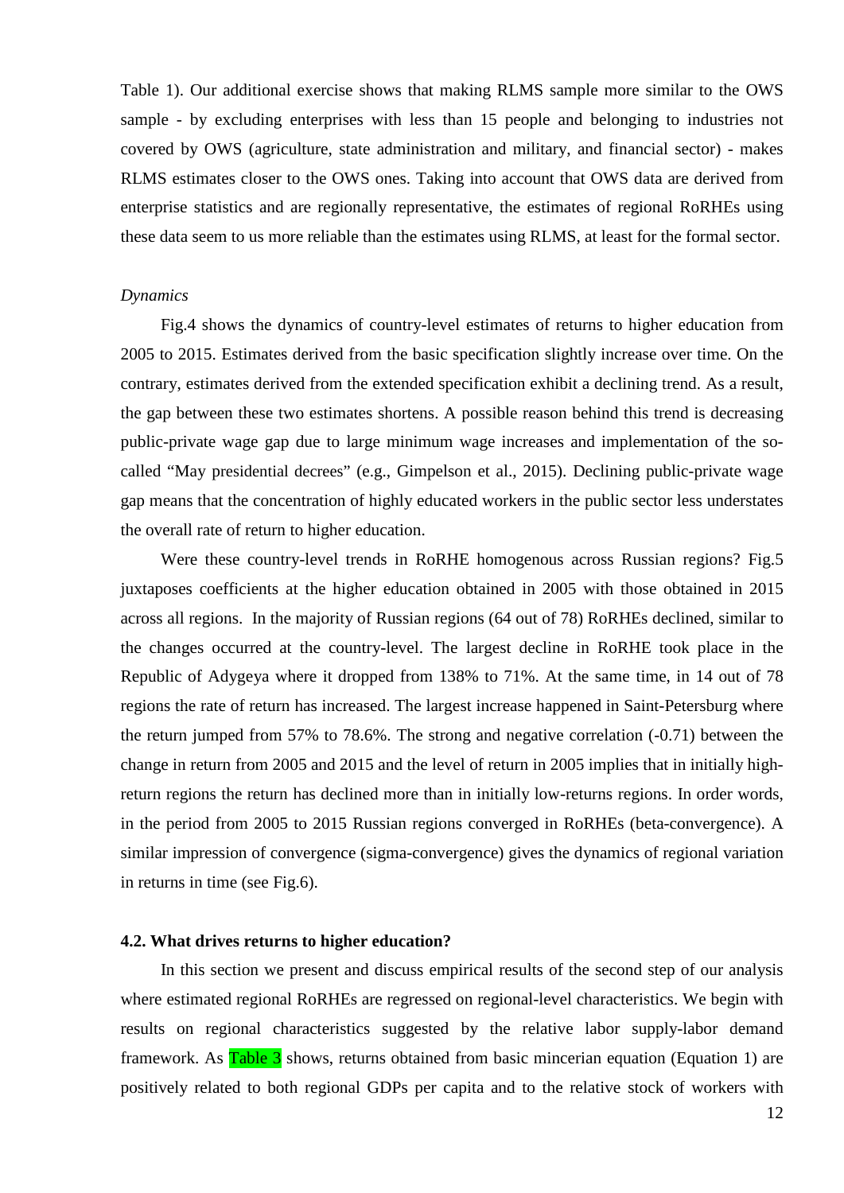Table 1). Our additional exercise shows that making RLMS sample more similar to the OWS sample - by excluding enterprises with less than 15 people and belonging to industries not covered by OWS (agriculture, state administration and military, and financial sector) - makes RLMS estimates closer to the OWS ones. Taking into account that OWS data are derived from enterprise statistics and are regionally representative, the estimates of regional RoRHEs using these data seem to us more reliable than the estimates using RLMS, at least for the formal sector.

*Dynamics*

Fig.4 shows the dynamics of country-level estimates of returns to higher education from 2005 to 2015. Estimates derived from the basic specification slightly increase over time. On the contrary, estimates derived from the extended specification exhibit a declining trend. As a result, the gap between these two estimates shortens. A possible reason behind this trend is decreasing public-private wage gap due to large minimum wage increases and implementation of the so-called "May presidential decrees" (e.g., Gimpelson et al., 2015). Declining public-private wage gap means that the concentration of highly educated workers in the public sector less understates the overall rate of return to higher education.

Were these country-level trends in RoRHE homogenous across Russian regions? Fig.5 juxtaposes coefficients at the higher education obtained in 2005 with those obtained in 2015 across all regions. In the majority of Russian regions (64 out of 78) RoRHEs declined, similar to the changes occurred at the country-level. The largest decline in RoRHE took place in the Republic of Adygeya where it dropped from 138% to 71%. At the same time, in 14 out of 78 regions the rate of return has increased. The largest increase happened in Saint-Petersburg where the return jumped from 57% to 78.6%. The strong and negative correlation (-0.71) between the change in return from 2005 and 2015 and the level of return in 2005 implies that in initially high-return regions the return has declined more than in initially low-returns regions. In order words, in the period from 2005 to 2015 Russian regions converged in RoRHEs (beta-convergence). A similar impression of convergence (sigma-convergence) gives the dynamics of regional variation in returns in time (see Fig.6).

### 4.2. What drives returns to higher education?

In this section we present and discuss empirical results of the second step of our analysis where estimated regional RoRHEs are regressed on regional-level characteristics. We begin with results on regional characteristics suggested by the relative labor supply-labor demand framework. As Table 3 shows, returns obtained from basic mincerian equation (Equation 1) are positively related to both regional GDPs per capita and to the relative stock of workers with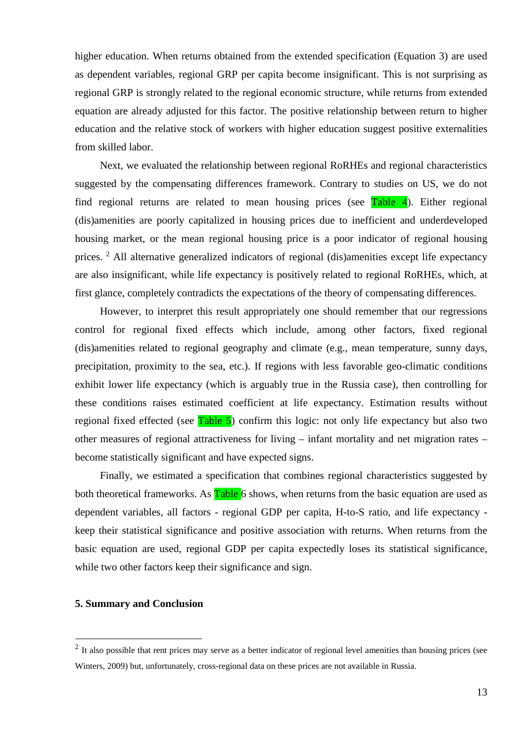higher education. When returns obtained from the extended specification (Equation 3) are used as dependent variables, regional GRP per capita become insignificant. This is not surprising as regional GRP is strongly related to the regional economic structure, while returns from extended equation are already adjusted for this factor. The positive relationship between return to higher education and the relative stock of workers with higher education suggest positive externalities from skilled labor.

Next, we evaluated the relationship between regional RoRHEs and regional characteristics suggested by the compensating differences framework. Contrary to studies on US, we do not find regional returns are related to mean housing prices (see Table 4). Either regional (dis)amenities are poorly capitalized in housing prices due to inefficient and underdeveloped housing market, or the mean regional housing price is a poor indicator of regional housing prices. [2] All alternative generalized indicators of regional (dis)amenities except life expectancy are also insignificant, while life expectancy is positively related to regional RoRHEs, which, at first glance, completely contradicts the expectations of the theory of compensating differences.

However, to interpret this result appropriately one should remember that our regressions control for regional fixed effects which include, among other factors, fixed regional (dis)amenities related to regional geography and climate (e.g., mean temperature, sunny days, precipitation, proximity to the sea, etc.). If regions with less favorable geo-climatic conditions exhibit lower life expectancy (which is arguably true in the Russia case), then controlling for these conditions raises estimated coefficient at life expectancy. Estimation results without regional fixed effected (see Table 5) confirm this logic: not only life expectancy but also two other measures of regional attractiveness for living – infant mortality and net migration rates – become statistically significant and have expected signs.

Finally, we estimated a specification that combines regional characteristics suggested by both theoretical frameworks. As Table 6 shows, when returns from the basic equation are used as dependent variables, all factors - regional GDP per capita, H-to-S ratio, and life expectancy - keep their statistical significance and positive association with returns. When returns from the basic equation are used, regional GDP per capita expectedly loses its statistical significance, while two other factors keep their significance and sign.

**5. Summary and Conclusion**

---

[2] It also possible that rent prices may serve as a better indicator of regional level amenities than housing prices (see Winters, 2009) but, unfortunately, cross-regional data on these prices are not available in Russia.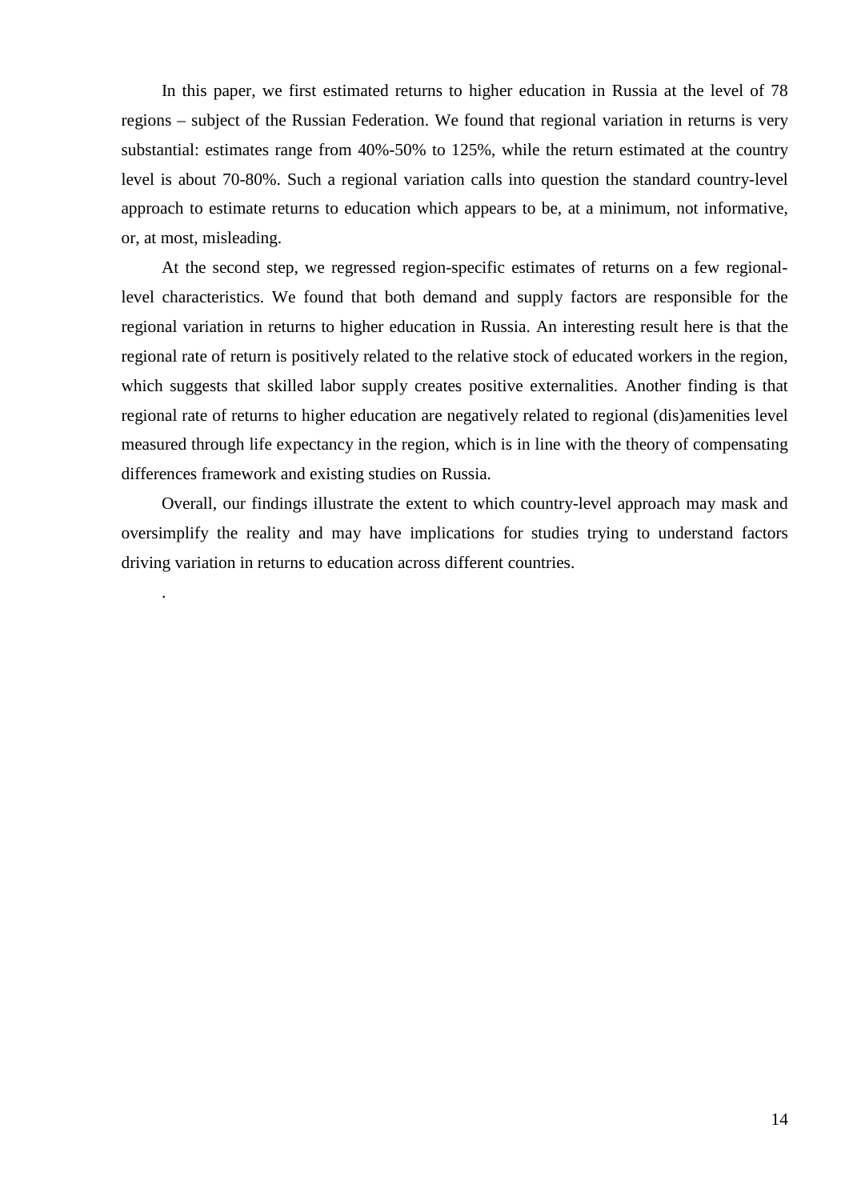In this paper, we first estimated returns to higher education in Russia at the level of 78 regions – subject of the Russian Federation. We found that regional variation in returns is very substantial: estimates range from 40%-50% to 125%, while the return estimated at the country level is about 70-80%. Such a regional variation calls into question the standard country-level approach to estimate returns to education which appears to be, at a minimum, not informative, or, at most, misleading.

At the second step, we regressed region-specific estimates of returns on a few regional-level characteristics. We found that both demand and supply factors are responsible for the regional variation in returns to higher education in Russia. An interesting result here is that the regional rate of return is positively related to the relative stock of educated workers in the region, which suggests that skilled labor supply creates positive externalities. Another finding is that regional rate of returns to higher education are negatively related to regional (dis)amenities level measured through life expectancy in the region, which is in line with the theory of compensating differences framework and existing studies on Russia.

Overall, our findings illustrate the extent to which country-level approach may mask and oversimplify the reality and may have implications for studies trying to understand factors driving variation in returns to education across different countries.

.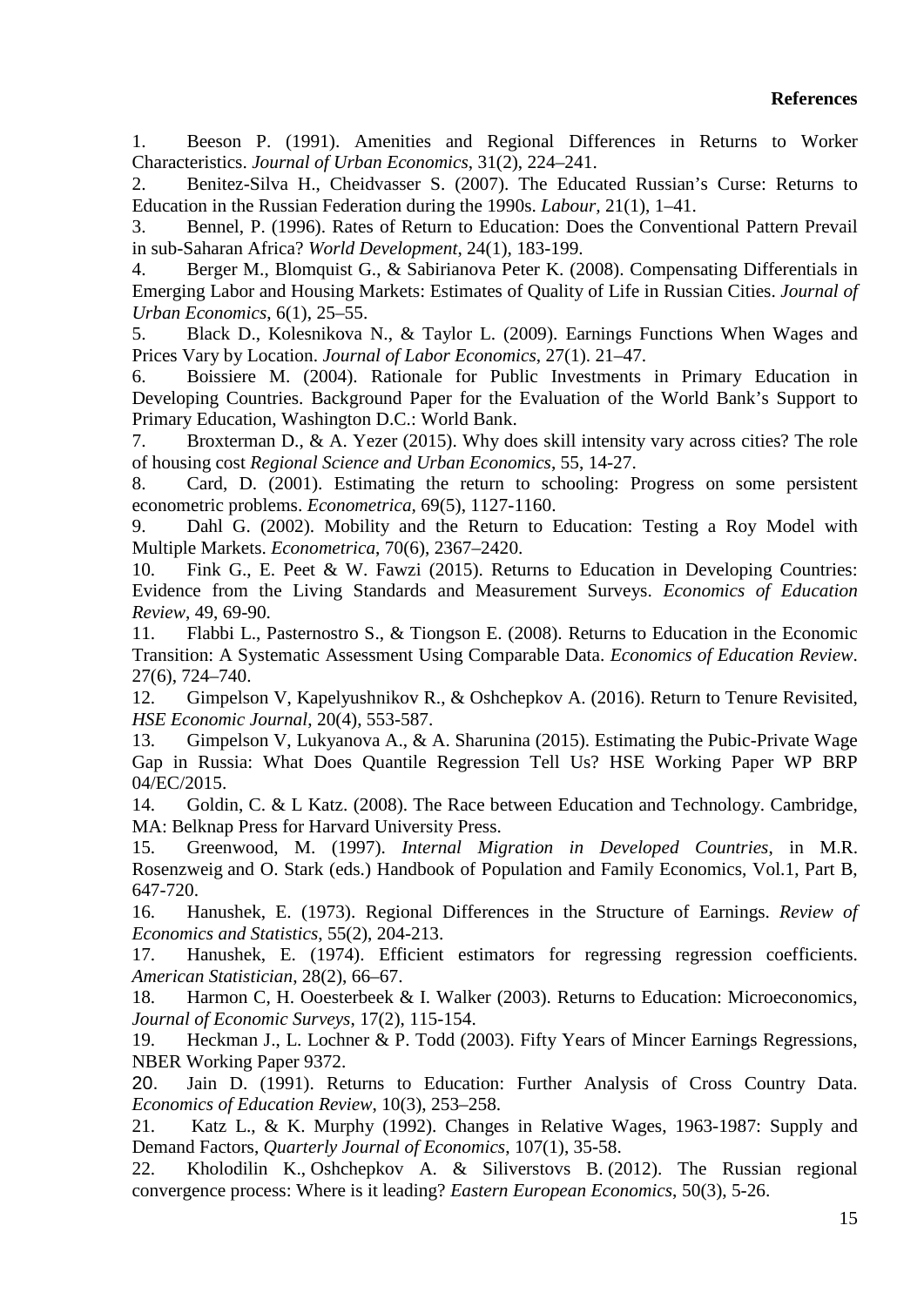**References**

1. Beeson P. (1991). Amenities and Regional Differences in Returns to Worker Characteristics. *Journal of Urban Economics*, 31(2), 224–241.
2. Benitez-Silva H., Cheidvasser S. (2007). The Educated Russian's Curse: Returns to Education in the Russian Federation during the 1990s. *Labour*, 21(1), 1–41.
3. Bennel, P. (1996). Rates of Return to Education: Does the Conventional Pattern Prevail in sub-Saharan Africa? *World Development*, 24(1), 183-199.
4. Berger M., Blomquist G., & Sabirianova Peter K. (2008). Compensating Differentials in Emerging Labor and Housing Markets: Estimates of Quality of Life in Russian Cities. *Journal of Urban Economics*, 6(1), 25–55.
5. Black D., Kolesnikova N., & Taylor L. (2009). Earnings Functions When Wages and Prices Vary by Location. *Journal of Labor Economics*, 27(1). 21–47.
6. Boissiere M. (2004). Rationale for Public Investments in Primary Education in Developing Countries. Background Paper for the Evaluation of the World Bank's Support to Primary Education, Washington D.C.: World Bank.
7. Broxterman D., & A. Yezer (2015). Why does skill intensity vary across cities? The role of housing cost *Regional Science and Urban Economics*, 55, 14-27.
8. Card, D. (2001). Estimating the return to schooling: Progress on some persistent econometric problems. *Econometrica*, 69(5), 1127-1160.
9. Dahl G. (2002). Mobility and the Return to Education: Testing a Roy Model with Multiple Markets. *Econometrica*, 70(6), 2367–2420.
10. Fink G., E. Peet & W. Fawzi (2015). Returns to Education in Developing Countries: Evidence from the Living Standards and Measurement Surveys. *Economics of Education Review*, 49, 69-90.
11. Flabbi L., Pasternostro S., & Tiongson E. (2008). Returns to Education in the Economic Transition: A Systematic Assessment Using Comparable Data. *Economics of Education Review*. 27(6), 724–740.
12. Gimpelson V, Kapelyushnikov R., & Oshchepkov A. (2016). Return to Tenure Revisited, *HSE Economic Journal*, 20(4), 553-587.
13. Gimpelson V, Lukyanova A., & A. Sharunina (2015). Estimating the Pubic-Private Wage Gap in Russia: What Does Quantile Regression Tell Us? HSE Working Paper WP BRP 04/EC/2015.
14. Goldin, C. & L Katz. (2008). The Race between Education and Technology. Cambridge, MA: Belknap Press for Harvard University Press.
15. Greenwood, M. (1997). *Internal Migration in Developed Countries*, in M.R. Rosenzweig and O. Stark (eds.) Handbook of Population and Family Economics, Vol.1, Part B, 647-720.
16. Hanushek, E. (1973). Regional Differences in the Structure of Earnings. *Review of Economics and Statistics*, 55(2), 204-213.
17. Hanushek, E. (1974). Efficient estimators for regressing regression coefficients. *American Statistician*, 28(2), 66–67.
18. Harmon C, H. Ooesterbeek & I. Walker (2003). Returns to Education: Microeconomics, *Journal of Economic Surveys*, 17(2), 115-154.
19. Heckman J., L. Lochner & P. Todd (2003). Fifty Years of Mincer Earnings Regressions, NBER Working Paper 9372.
20. Jain D. (1991). Returns to Education: Further Analysis of Cross Country Data. *Economics of Education Review*, 10(3), 253–258.
21. Katz L., & K. Murphy (1992). Changes in Relative Wages, 1963-1987: Supply and Demand Factors, *Quarterly Journal of Economics*, 107(1), 35-58.
22. Kholodilin K., Oshchepkov A. & Siliverstovs B. (2012). The Russian regional convergence process: Where is it leading? *Eastern European Economics*, 50(3), 5-26.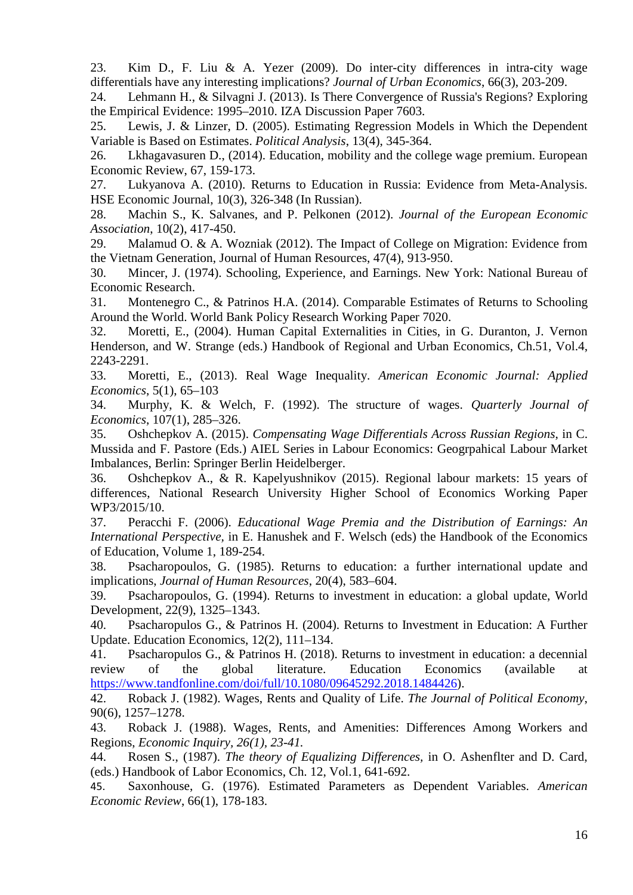23. Kim D., F. Liu & A. Yezer (2009). Do inter-city differences in intra-city wage differentials have any interesting implications? *Journal of Urban Economics*, 66(3), 203-209.
24. Lehmann H., & Silvagni J. (2013). Is There Convergence of Russia's Regions? Exploring the Empirical Evidence: 1995–2010. IZA Discussion Paper 7603.
25. Lewis, J. & Linzer, D. (2005). Estimating Regression Models in Which the Dependent Variable is Based on Estimates. *Political Analysis*, 13(4), 345-364.
26. Lkhagavasuren D., (2014). Education, mobility and the college wage premium. European Economic Review, 67, 159-173.
27. Lukyanova A. (2010). Returns to Education in Russia: Evidence from Meta-Analysis. HSE Economic Journal, 10(3), 326-348 (In Russian).
28. Machin S., K. Salvanes, and P. Pelkonen (2012). *Journal of the European Economic Association*, 10(2), 417-450.
29. Malamud O. & A. Wozniak (2012). The Impact of College on Migration: Evidence from the Vietnam Generation, Journal of Human Resources, 47(4), 913-950.
30. Mincer, J. (1974). Schooling, Experience, and Earnings. New York: National Bureau of Economic Research.
31. Montenegro C., & Patrinos H.A. (2014). Comparable Estimates of Returns to Schooling Around the World. World Bank Policy Research Working Paper 7020.
32. Moretti, E., (2004). Human Capital Externalities in Cities, in G. Duranton, J. Vernon Henderson, and W. Strange (eds.) Handbook of Regional and Urban Economics, Ch.51, Vol.4, 2243-2291.
33. Moretti, E., (2013). Real Wage Inequality. *American Economic Journal: Applied Economics*, 5(1), 65–103
34. Murphy, K. & Welch, F. (1992). The structure of wages. *Quarterly Journal of Economics*, 107(1), 285–326.
35. Oshchepkov A. (2015). *Compensating Wage Differentials Across Russian Regions*, in C. Mussida and F. Pastore (Eds.) AIEL Series in Labour Economics: Geogrpahical Labour Market Imbalances, Berlin: Springer Berlin Heidelberger.
36. Oshchepkov A., & R. Kapelyushnikov (2015). Regional labour markets: 15 years of differences, National Research University Higher School of Economics Working Paper WP3/2015/10.
37. Peracchi F. (2006). *Educational Wage Premia and the Distribution of Earnings: An International Perspective*, in E. Hanushek and F. Welsch (eds) the Handbook of the Economics of Education, Volume 1, 189-254.
38. Psacharopoulos, G. (1985). Returns to education: a further international update and implications, *Journal of Human Resources*, 20(4), 583–604.
39. Psacharopoulos, G. (1994). Returns to investment in education: a global update, World Development, 22(9), 1325–1343.
40. Psacharopulos G., & Patrinos H. (2004). Returns to Investment in Education: A Further Update. Education Economics, 12(2), 111–134.
41. Psacharopulos G., & Patrinos H. (2018). Returns to investment in education: a decennial review of the global literature. Education Economics (available at https://www.tandfonline.com/doi/full/10.1080/09645292.2018.1484426).
42. Roback J. (1982). Wages, Rents and Quality of Life. *The Journal of Political Economy*, 90(6), 1257–1278.
43. Roback J. (1988). Wages, Rents, and Amenities: Differences Among Workers and Regions, *Economic Inquiry, 26(1), 23-41.*
44. Rosen S., (1987). *The theory of Equalizing Differences*, in O. Ashenflter and D. Card, (eds.) Handbook of Labor Economics, Ch. 12, Vol.1, 641-692.
45. Saxonhouse, G. (1976). Estimated Parameters as Dependent Variables. *American Economic Review*, 66(1), 178-183.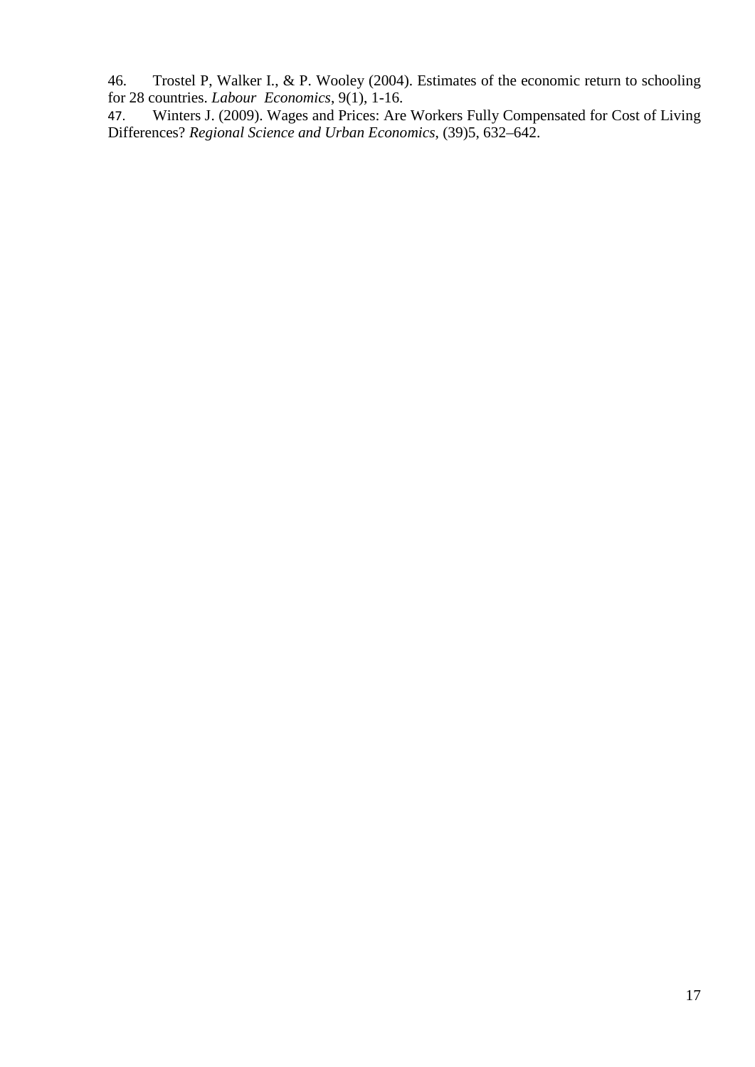46. Trostel P, Walker I., & P. Wooley (2004). Estimates of the economic return to schooling for 28 countries. *Labour Economics*, 9(1), 1-16.

47. Winters J. (2009). Wages and Prices: Are Workers Fully Compensated for Cost of Living Differences? *Regional Science and Urban Economics*, (39)5, 632–642.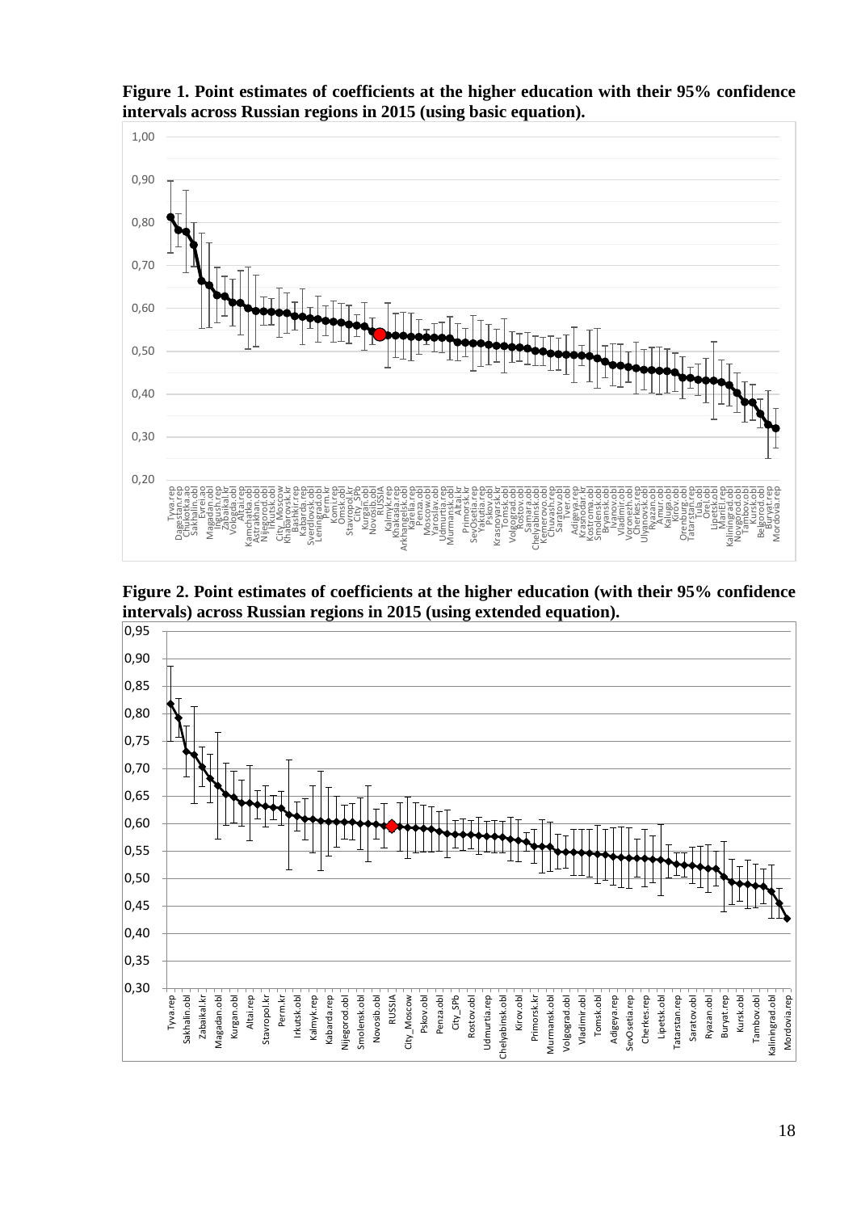**Figure 1. Point estimates of coefficients at the higher education with their 95% confidence intervals across Russian regions in 2015 (using basic equation).**

**Figure 2. Point estimates of coefficients at the higher education (with their 95% confidence intervals) across Russian regions in 2015 (using extended equation).**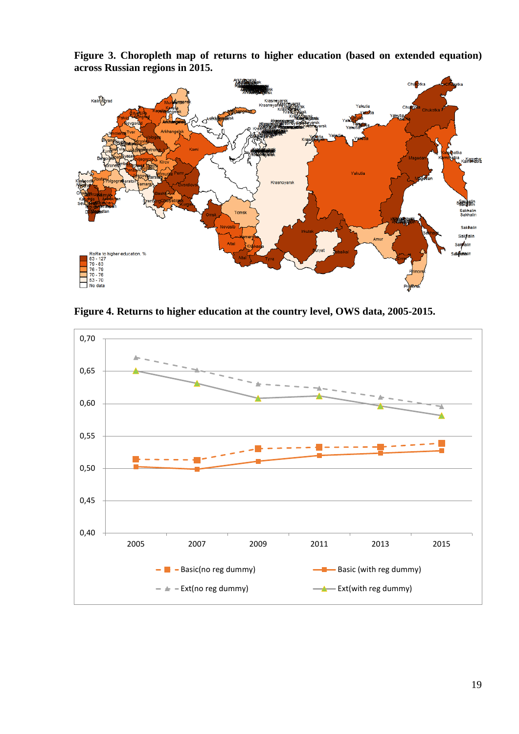**Figure 3. Choropleth map of returns to higher education (based on extended equation) across Russian regions in 2015.**

**Figure 4. Returns to higher education at the country level, OWS data, 2005-2015.**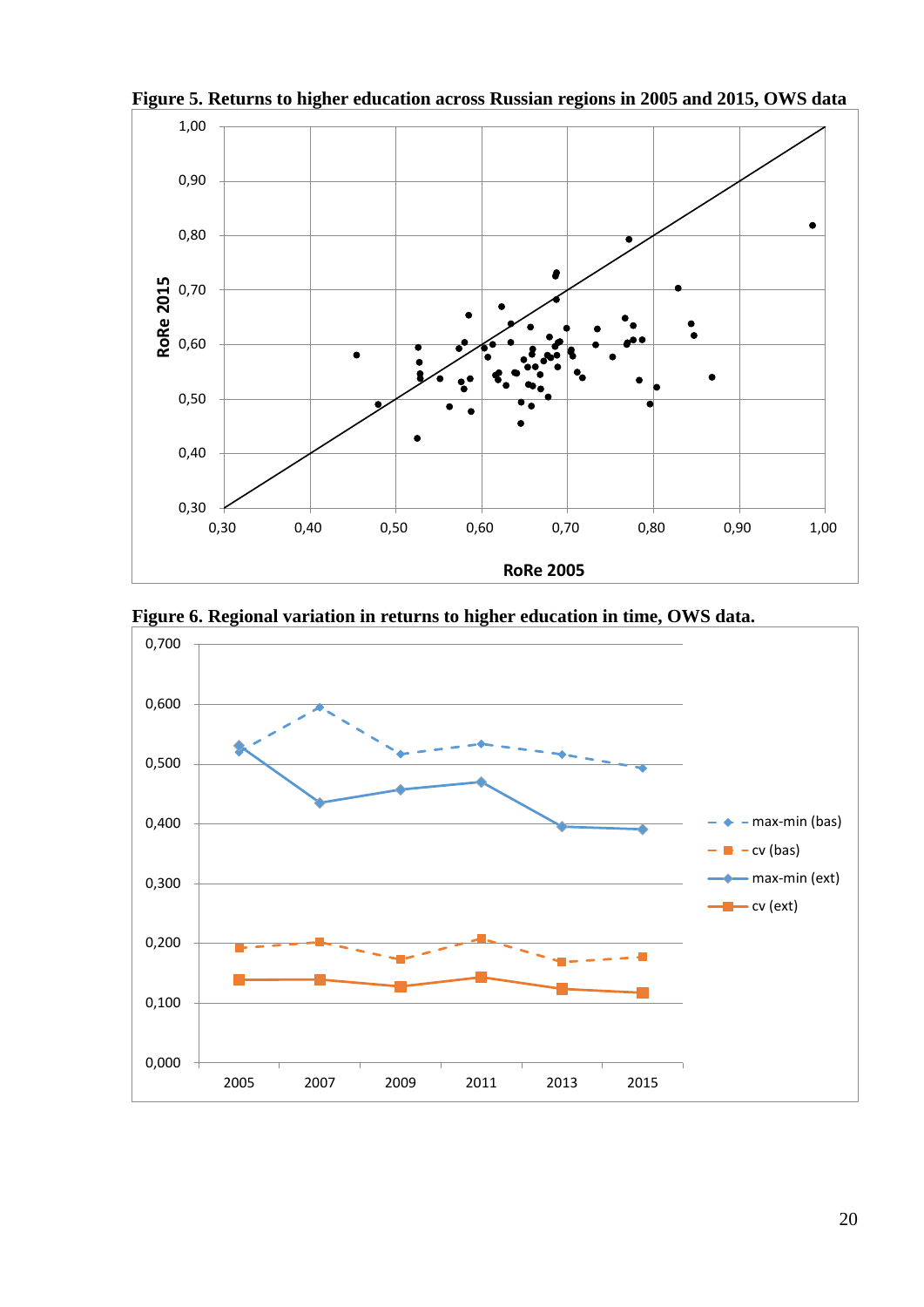**Figure 5. Returns to higher education across Russian regions in 2005 and 2015, OWS data**

**Figure 6. Regional variation in returns to higher education in time, OWS data.**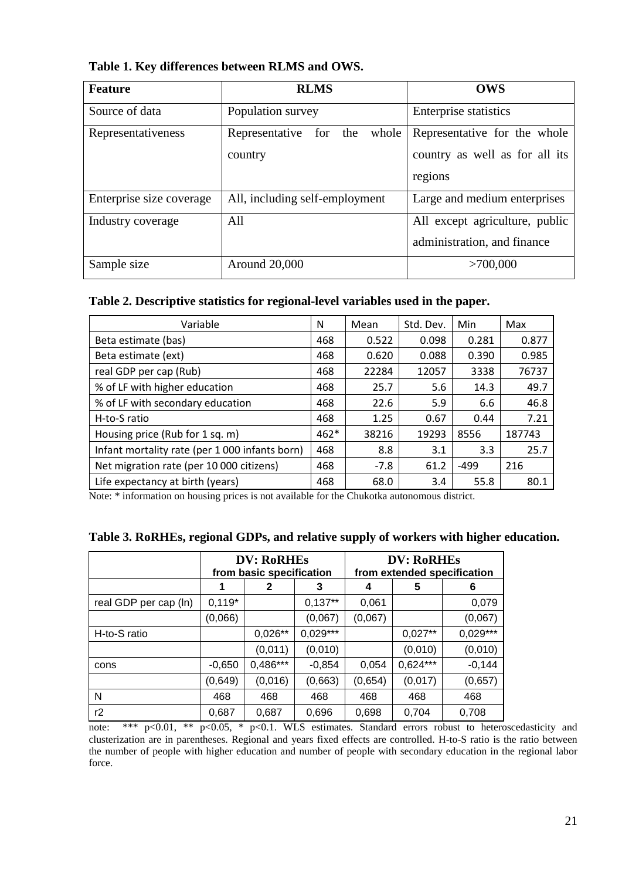**Table 1. Key differences between RLMS and OWS.**

| Feature | RLMS | OWS |
| --- | --- | --- |
| Source of data | Population survey | Enterprise statistics |
| Representativeness | Representative for the whole country | Representative for the whole country as well as for all its regions |
| Enterprise size coverage | All, including self-employment | Large and medium enterprises |
| Industry coverage | All | All except agriculture, public administration, and finance |
| Sample size | Around 20,000 | >700,000 |

**Table 2. Descriptive statistics for regional-level variables used in the paper.**

| Variable | N | Mean | Std. Dev. | Min | Max |
| --- | --- | --- | --- | --- | --- |
| Beta estimate (bas) | 468 | 0.522 | 0.098 | 0.281 | 0.877 |
| Beta estimate (ext) | 468 | 0.620 | 0.088 | 0.390 | 0.985 |
| real GDP per cap (Rub) | 468 | 22284 | 12057 | 3338 | 76737 |
| % of LF with higher education | 468 | 25.7 | 5.6 | 14.3 | 49.7 |
| % of LF with secondary education | 468 | 22.6 | 5.9 | 6.6 | 46.8 |
| H-to-S ratio | 468 | 1.25 | 0.67 | 0.44 | 7.21 |
| Housing price (Rub for 1 sq. m) | 462* | 38216 | 19293 | 8556 | 187743 |
| Infant mortality rate (per 1 000 infants born) | 468 | 8.8 | 3.1 | 3.3 | 25.7 |
| Net migration rate (per 10 000 citizens) | 468 | -7.8 | 61.2 | -499 | 216 |
| Life expectancy at birth (years) | 468 | 68.0 | 3.4 | 55.8 | 80.1 |

Note: * information on housing prices is not available for the Chukotka autonomous district.

**Table 3. RoRHEs, regional GDPs, and relative supply of workers with higher education.**

| | DV: RoRHEs from basic specification | | | DV: RoRHEs from extended specification | | |
| --- | --- | --- | --- | --- | --- | --- |
| | 1 | 2 | 3 | 4 | 5 | 6 |
| real GDP per cap (ln) | 0,119* | | 0,137** | 0,061 | | 0,079 |
| | (0,066) | | (0,067) | (0,067) | | (0,067) |
| H-to-S ratio | | 0,026** | 0,029*** | | 0,027** | 0,029*** |
| | | (0,011) | (0,010) | | (0,010) | (0,010) |
| cons | -0,650 | 0,486*** | -0,854 | 0,054 | 0,624*** | -0,144 |
| | (0,649) | (0,016) | (0,663) | (0,654) | (0,017) | (0,657) |
| N | 468 | 468 | 468 | 468 | 468 | 468 |
| r2 | 0,687 | 0,687 | 0,696 | 0,698 | 0,704 | 0,708 |

note: *** p<0.01, ** p<0.05, * p<0.1. WLS estimates. Standard errors robust to heteroscedasticity and clusterization are in parentheses. Regional and years fixed effects are controlled. H-to-S ratio is the ratio between the number of people with higher education and number of people with secondary education in the regional labor force.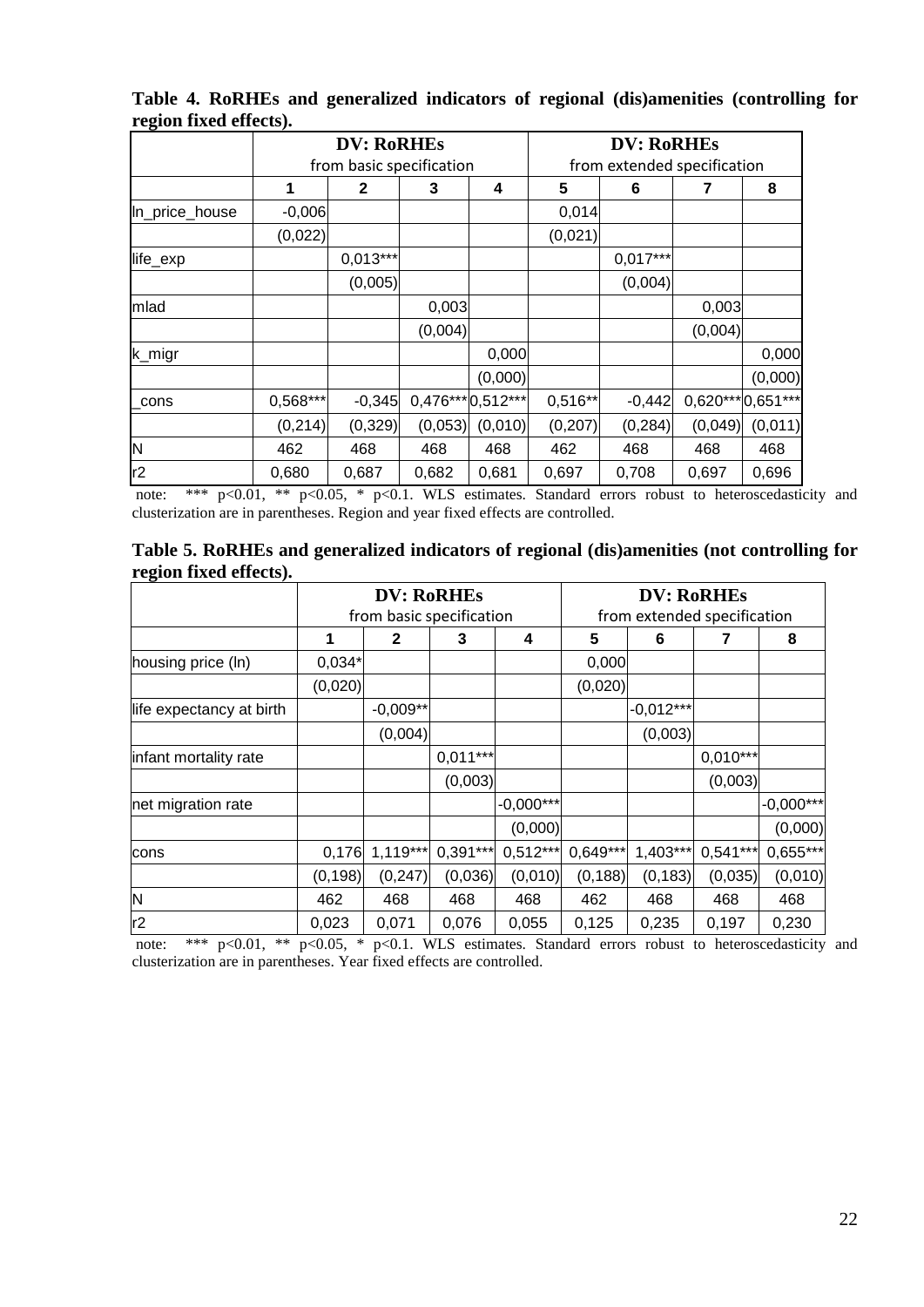**Table 4. RoRHEs and generalized indicators of regional (dis)amenities (controlling for region fixed effects).**

| | **DV: RoRHEs** from basic specification | | | | **DV: RoRHEs** from extended specification | | | |
|---|---|---|---|---|---|---|---|---|
| | **1** | **2** | **3** | **4** | **5** | **6** | **7** | **8** |
| ln_price_house | -0,006 | | | | 0,014 | | | |
| | (0,022) | | | | (0,021) | | | |
| life_exp | | 0,013*** | | | | 0,017*** | | |
| | | (0,005) | | | | (0,004) | | |
| mlad | | | 0,003 | | | | 0,003 | |
| | | | (0,004) | | | | (0,004) | |
| k_migr | | | | 0,000 | | | | 0,000 |
| | | | | (0,000) | | | | (0,000) |
| _cons | 0,568*** | -0,345 | 0,476*** | 0,512*** | 0,516** | -0,442 | 0,620*** | 0,651*** |
| | (0,214) | (0,329) | (0,053) | (0,010) | (0,207) | (0,284) | (0,049) | (0,011) |
| N | 462 | 468 | 468 | 468 | 462 | 468 | 468 | 468 |
| r2 | 0,680 | 0,687 | 0,682 | 0,681 | 0,697 | 0,708 | 0,697 | 0,696 |

note: *** p<0.01, ** p<0.05, * p<0.1. WLS estimates. Standard errors robust to heteroscedasticity and clusterization are in parentheses. Region and year fixed effects are controlled.

**Table 5. RoRHEs and generalized indicators of regional (dis)amenities (not controlling for region fixed effects).**

| | **DV: RoRHEs** from basic specification | | | | **DV: RoRHEs** from extended specification | | | |
|---|---|---|---|---|---|---|---|---|
| | **1** | **2** | **3** | **4** | **5** | **6** | **7** | **8** |
| housing price (ln) | 0,034* | | | | 0,000 | | | |
| | (0,020) | | | | (0,020) | | | |
| life expectancy at birth | | -0,009** | | | | -0,012*** | | |
| | | (0,004) | | | | (0,003) | | |
| infant mortality rate | | | 0,011*** | | | | 0,010*** | |
| | | | (0,003) | | | | (0,003) | |
| net migration rate | | | | -0,000*** | | | | -0,000*** |
| | | | | (0,000) | | | | (0,000) |
| cons | 0,176 | 1,119*** | 0,391*** | 0,512*** | 0,649*** | 1,403*** | 0,541*** | 0,655*** |
| | (0,198) | (0,247) | (0,036) | (0,010) | (0,188) | (0,183) | (0,035) | (0,010) |
| N | 462 | 468 | 468 | 468 | 462 | 468 | 468 | 468 |
| r2 | 0,023 | 0,071 | 0,076 | 0,055 | 0,125 | 0,235 | 0,197 | 0,230 |

note: *** p<0.01, ** p<0.05, * p<0.1. WLS estimates. Standard errors robust to heteroscedasticity and clusterization are in parentheses. Year fixed effects are controlled.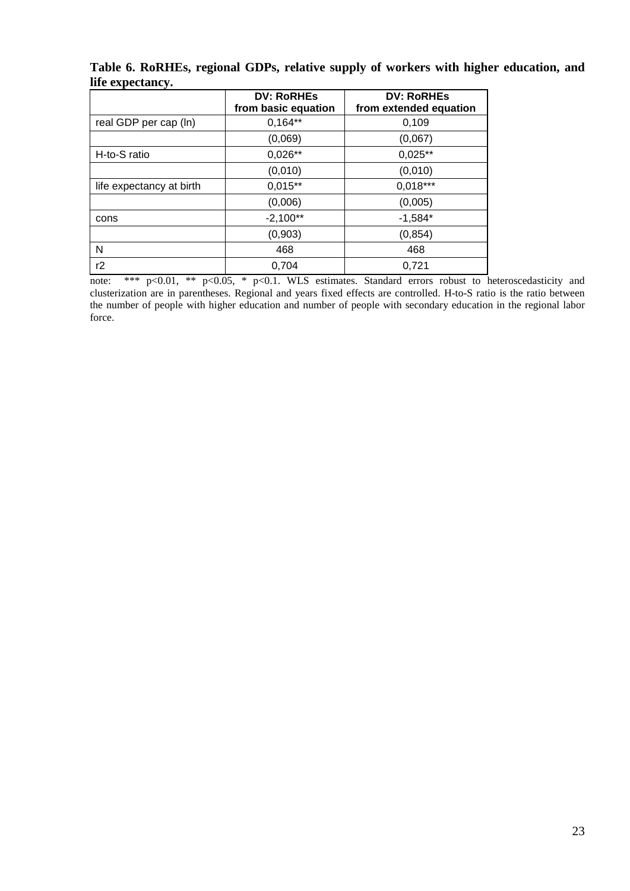**Table 6. RoRHEs, regional GDPs, relative supply of workers with higher education, and life expectancy.**

| | DV: RoRHEs from basic equation | DV: RoRHEs from extended equation |
|---|---|---|
| real GDP per cap (ln) | 0,164** | 0,109 |
| | (0,069) | (0,067) |
| H-to-S ratio | 0,026** | 0,025** |
| | (0,010) | (0,010) |
| life expectancy at birth | 0,015** | 0,018*** |
| | (0,006) | (0,005) |
| cons | -2,100** | -1,584* |
| | (0,903) | (0,854) |
| N | 468 | 468 |
| r2 | 0,704 | 0,721 |

note: *** $p<0.01$, ** $p<0.05$, * $p<0.1$. WLS estimates. Standard errors robust to heteroscedasticity and clusterization are in parentheses. Regional and years fixed effects are controlled. H-to-S ratio is the ratio between the number of people with higher education and number of people with secondary education in the regional labor force.